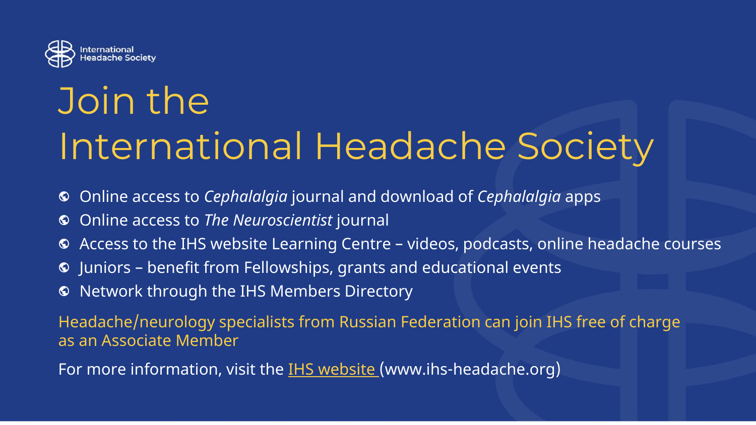International Headache Society

# Join the International Headache Society

- Online access to *Cephalalgia* journal and download of *Cephalalgia* apps
- Online access to *The Neuroscientist* journal
- Access to the IHS website Learning Centre – videos, podcasts, online headache courses
- Juniors – benefit from Fellowships, grants and educational events
- Network through the IHS Members Directory

Headache/neurology specialists from Russian Federation can join IHS free of charge as an Associate Member

For more information, visit the IHS website (www.ihs-headache.org)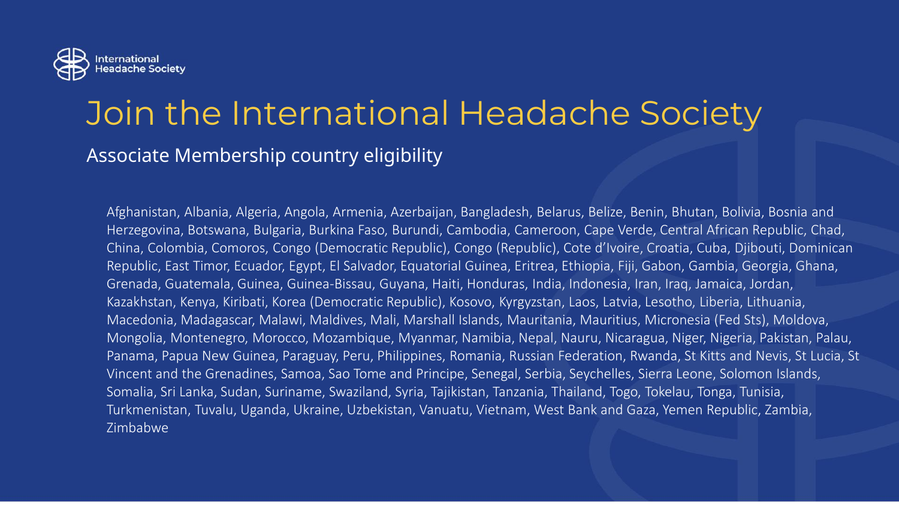International Headache Society

# Join the International Headache Society

## Associate Membership country eligibility

Afghanistan, Albania, Algeria, Angola, Armenia, Azerbaijan, Bangladesh, Belarus, Belize, Benin, Bhutan, Bolivia, Bosnia and Herzegovina, Botswana, Bulgaria, Burkina Faso, Burundi, Cambodia, Cameroon, Cape Verde, Central African Republic, Chad, China, Colombia, Comoros, Congo (Democratic Republic), Congo (Republic), Cote d'Ivoire, Croatia, Cuba, Djibouti, Dominican Republic, East Timor, Ecuador, Egypt, El Salvador, Equatorial Guinea, Eritrea, Ethiopia, Fiji, Gabon, Gambia, Georgia, Ghana, Grenada, Guatemala, Guinea, Guinea-Bissau, Guyana, Haiti, Honduras, India, Indonesia, Iran, Iraq, Jamaica, Jordan, Kazakhstan, Kenya, Kiribati, Korea (Democratic Republic), Kosovo, Kyrgyzstan, Laos, Latvia, Lesotho, Liberia, Lithuania, Macedonia, Madagascar, Malawi, Maldives, Mali, Marshall Islands, Mauritania, Mauritius, Micronesia (Fed Sts), Moldova, Mongolia, Montenegro, Morocco, Mozambique, Myanmar, Namibia, Nepal, Nauru, Nicaragua, Niger, Nigeria, Pakistan, Palau, Panama, Papua New Guinea, Paraguay, Peru, Philippines, Romania, Russian Federation, Rwanda, St Kitts and Nevis, St Lucia, St Vincent and the Grenadines, Samoa, Sao Tome and Principe, Senegal, Serbia, Seychelles, Sierra Leone, Solomon Islands, Somalia, Sri Lanka, Sudan, Suriname, Swaziland, Syria, Tajikistan, Tanzania, Thailand, Togo, Tokelau, Tonga, Tunisia, Turkmenistan, Tuvalu, Uganda, Ukraine, Uzbekistan, Vanuatu, Vietnam, West Bank and Gaza, Yemen Republic, Zambia, Zimbabwe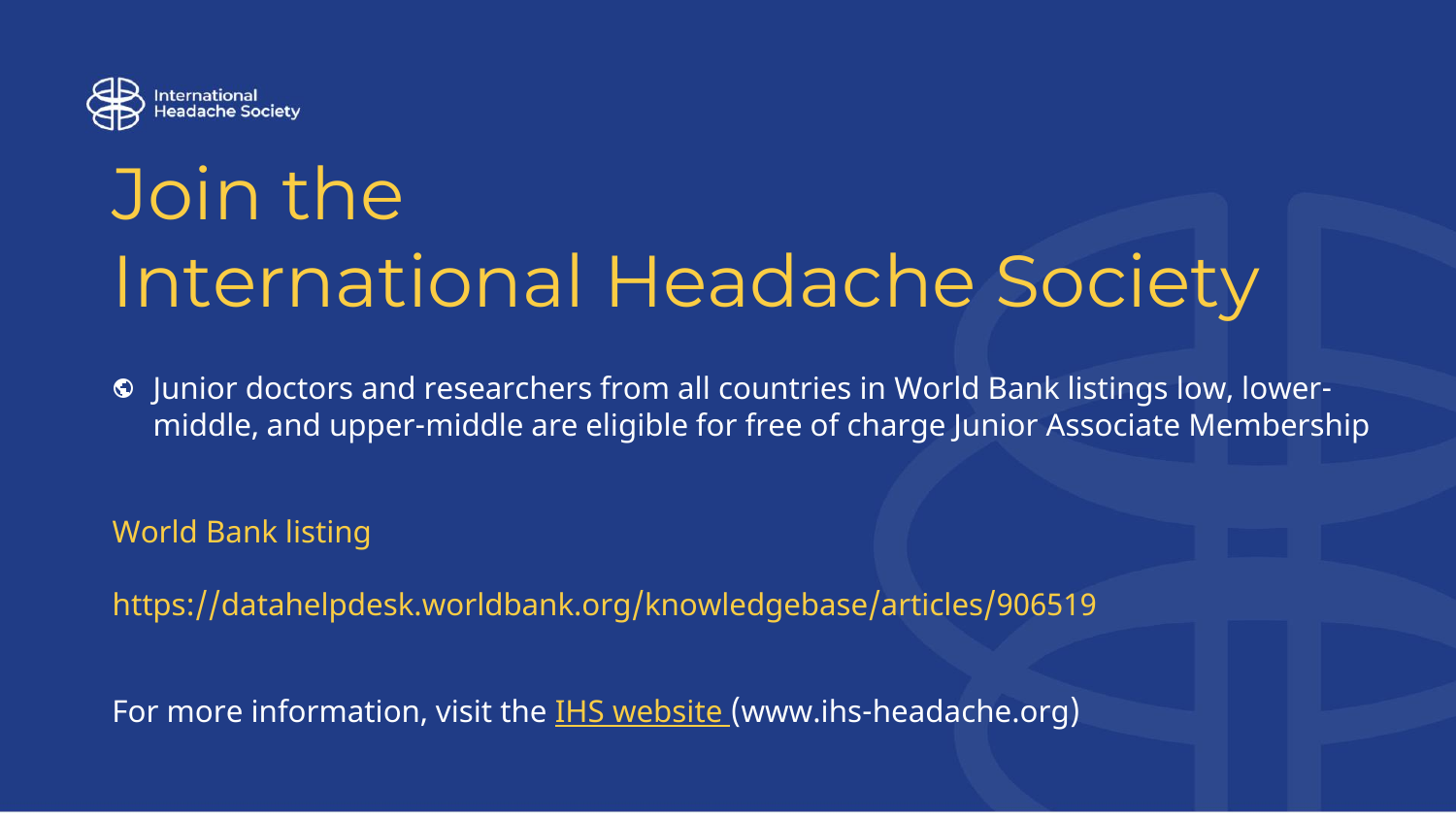International Headache Society

# Join the International Headache Society

- Junior doctors and researchers from all countries in World Bank listings low, lower-middle, and upper-middle are eligible for free of charge Junior Associate Membership

World Bank listing

https://datahelpdesk.worldbank.org/knowledgebase/articles/906519

For more information, visit the IHS website (www.ihs-headache.org)